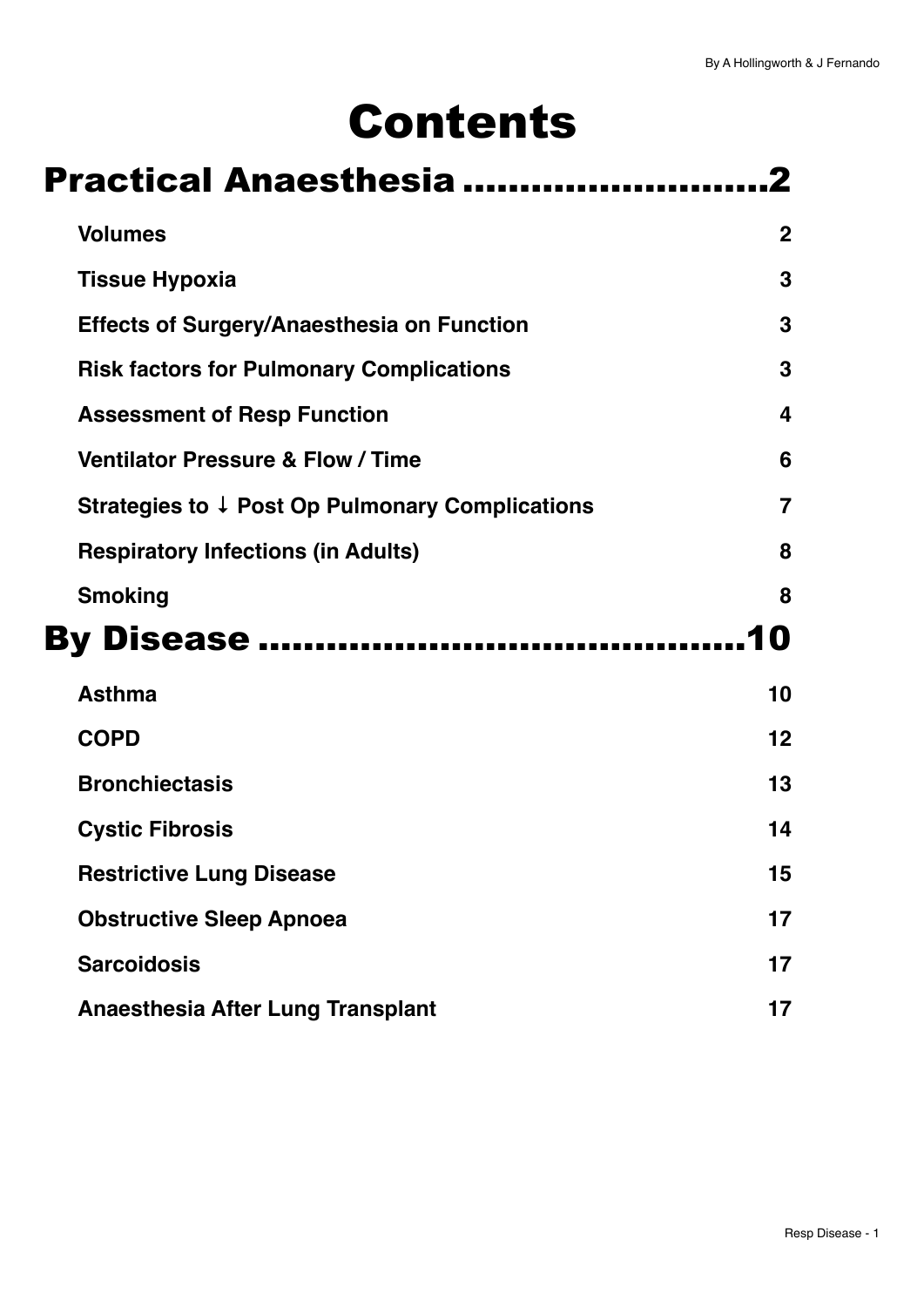# Contents

## Practical Anaesthesia ..........................2

**Volumes** 2

**Tissue Hypoxia** 3

**Effects of Surgery/Anaesthesia on Function** 3

**Risk factors for Pulmonary Complications** 3

**Assessment of Resp Function** 4

**Ventilator Pressure & Flow / Time** 6

**Strategies to ↓ Post Op Pulmonary Complications** 7

**Respiratory Infections (in Adults)** 8

**Smoking** 8

## By Disease ..........................................10

**Asthma** 10

**COPD** 12

**Bronchiectasis** 13

**Cystic Fibrosis** 14

**Restrictive Lung Disease** 15

**Obstructive Sleep Apnoea** 17

**Sarcoidosis** 17

**Anaesthesia After Lung Transplant** 17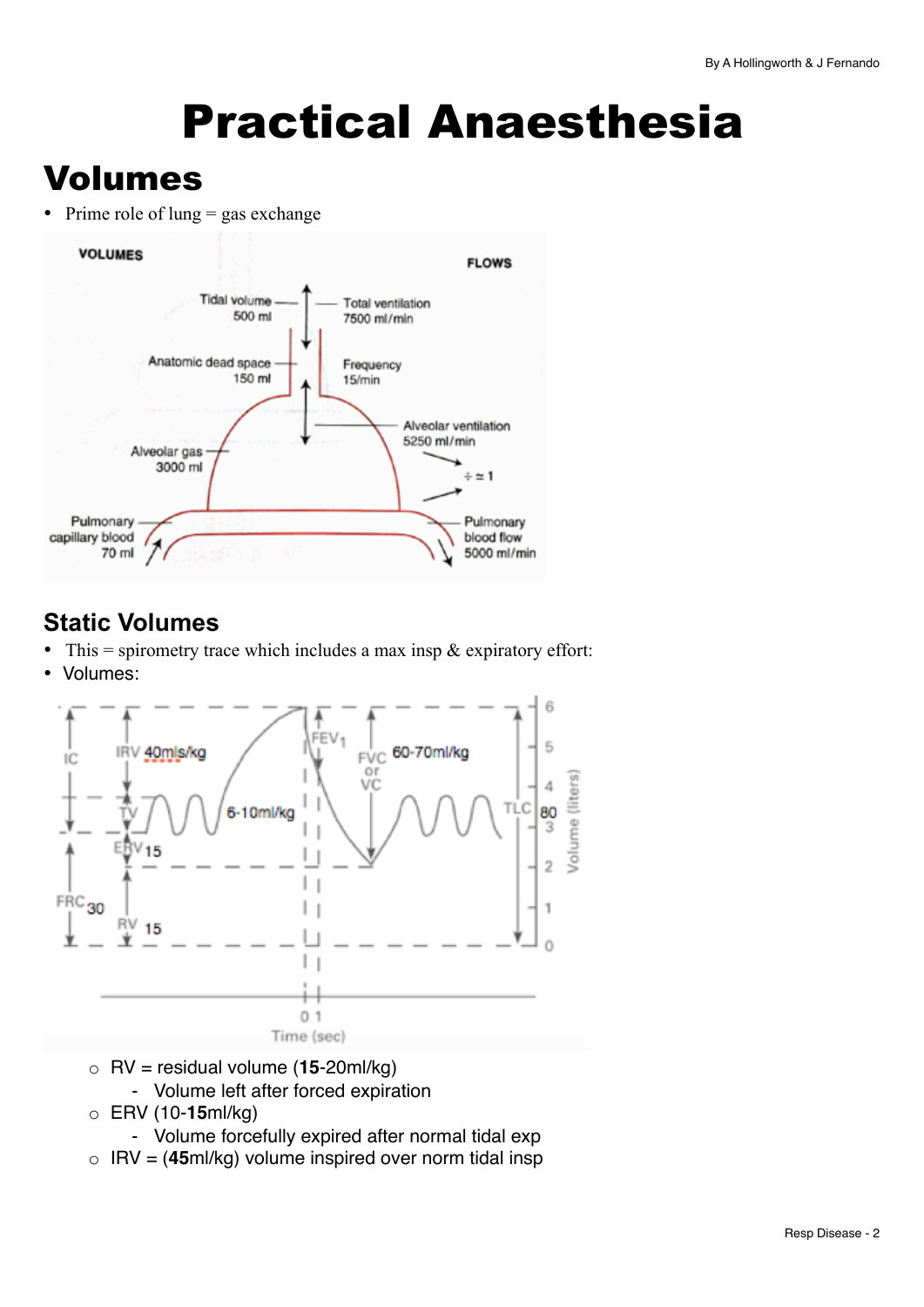# Practical Anaesthesia

## Volumes

- Prime role of lung = gas exchange

### Static Volumes

- This = spirometry trace which includes a max insp & expiratory effort:
- Volumes:
    - RV = residual volume (**15**-20ml/kg)
        - Volume left after forced expiration
    - ERV (10-**15**ml/kg)
        - Volume forcefully expired after normal tidal exp
    - IRV = (**45**ml/kg) volume inspired over norm tidal insp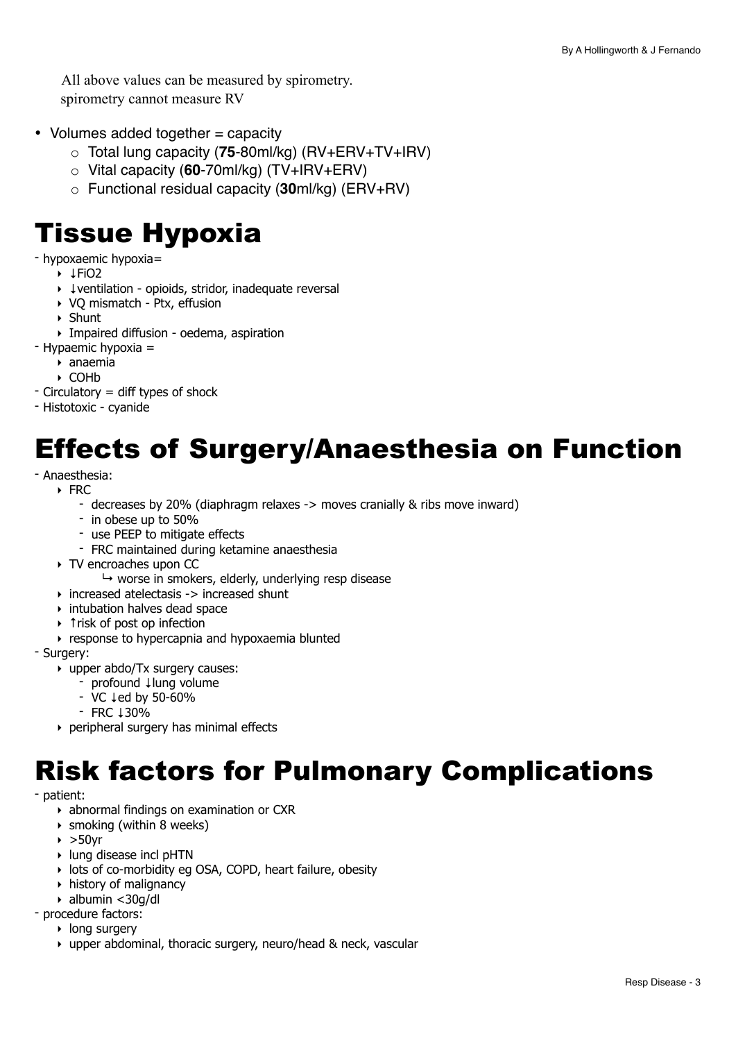All above values can be measured by spirometry.
spirometry cannot measure RV

- Volumes added together = capacity
    - Total lung capacity (**75**-80ml/kg) (RV+ERV+TV+IRV)
    - Vital capacity (**60**-70ml/kg) (TV+IRV+ERV)
    - Functional residual capacity (**30**ml/kg) (ERV+RV)

# Tissue Hypoxia

- hypoxaemic hypoxia=
    - ↓$FiO_2$
    - ↓ventilation - opioids, stridor, inadequate reversal
    - VQ mismatch - Ptx, effusion
    - Shunt
    - Impaired diffusion - oedema, aspiration
- Hypaemic hypoxia =
    - anaemia
    - COHb
- Circulatory = diff types of shock
- Histotoxic - cyanide

# Effects of Surgery/Anaesthesia on Function

- Anaesthesia:
    - FRC
        - decreases by 20% (diaphragm relaxes -> moves cranially & ribs move inward)
        - in obese up to 50%
        - use PEEP to mitigate effects
        - FRC maintained during ketamine anaesthesia
    - TV encroaches upon CC
        - ↪ worse in smokers, elderly, underlying resp disease
    - increased atelectasis -> increased shunt
    - intubation halves dead space
    - ↑risk of post op infection
    - response to hypercapnia and hypoxaemia blunted
- Surgery:
    - upper abdo/Tx surgery causes:
        - profound ↓lung volume
        - VC ↓ed by 50-60%
        - FRC ↓30%
    - peripheral surgery has minimal effects

# Risk factors for Pulmonary Complications

- patient:
    - abnormal findings on examination or CXR
    - smoking (within 8 weeks)
    - >50yr
    - lung disease incl pHTN
    - lots of co-morbidity eg OSA, COPD, heart failure, obesity
    - history of malignancy
    - albumin <30g/dl
- procedure factors:
    - long surgery
    - upper abdominal, thoracic surgery, neuro/head & neck, vascular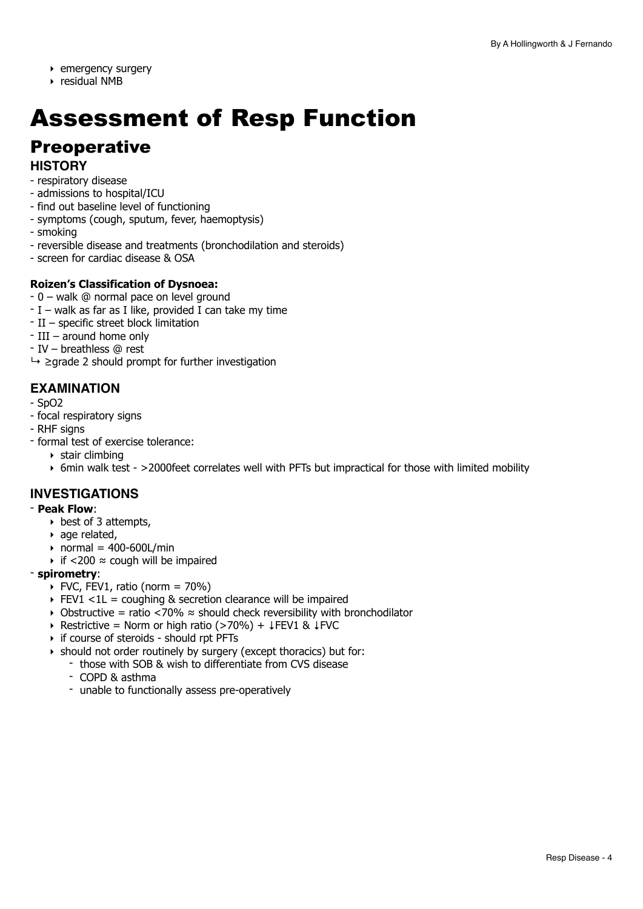- emergency surgery
- residual NMB

# Assessment of Resp Function

## Preoperative

### HISTORY

- respiratory disease
- admissions to hospital/ICU
- find out baseline level of functioning
- symptoms (cough, sputum, fever, haemoptysis)
- smoking
- reversible disease and treatments (bronchodilation and steroids)
- screen for cardiac disease & OSA

**Roizen's Classification of Dysnoea:**

- 0 – walk @ normal pace on level ground
- I – walk as far as I like, provided I can take my time
- II – specific street block limitation
- III – around home only
- IV – breathless @ rest

↳ ≥grade 2 should prompt for further investigation

### EXAMINATION

- $SpO_2$
- focal respiratory signs
- RHF signs
- formal test of exercise tolerance:
  - stair climbing
  - 6min walk test - >2000feet correlates well with PFTs but impractical for those with limited mobility

### INVESTIGATIONS

- **Peak Flow**:
  - best of 3 attempts,
  - age related,
  - normal = 400-600L/min
  - if <200 ≈ cough will be impaired
- **spirometry**:
  - FVC, FEV1, ratio (norm = 70%)
  - FEV1 <1L = coughing & secretion clearance will be impaired
  - Obstructive = ratio <70% ≈ should check reversibility with bronchodilator
  - Restrictive = Norm or high ratio (>70%) + ↓FEV1 & ↓FVC
  - if course of steroids - should rpt PFTs
  - should not order routinely by surgery (except thoracics) but for:
    - those with SOB & wish to differentiate from CVS disease
    - COPD & asthma
    - unable to functionally assess pre-operatively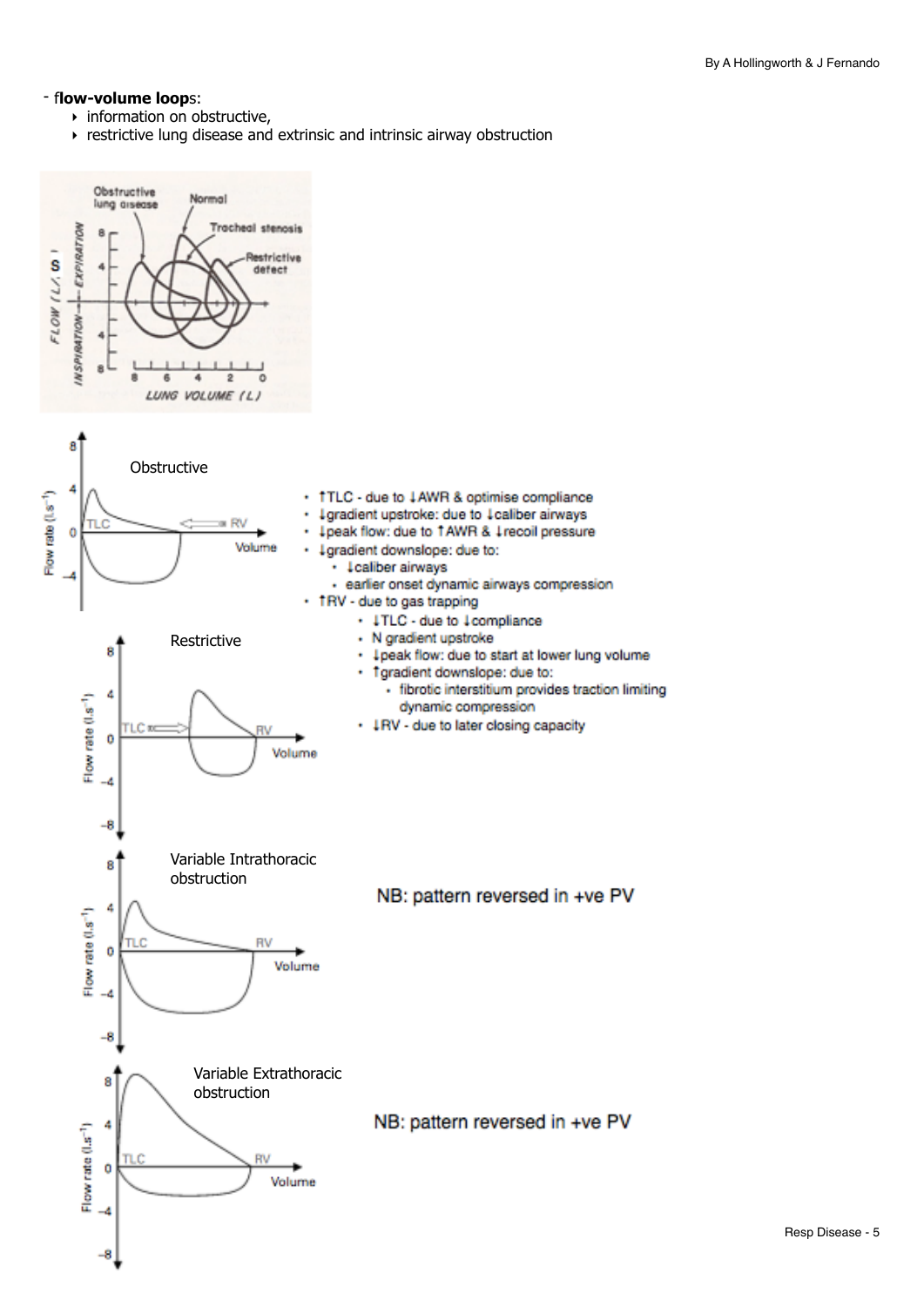- **flow-volume loops**:
  - information on obstructive,
  - restrictive lung disease and extrinsic and intrinsic airway obstruction

**Obstructive**

- ↑TLC - due to ↓AWR & optimise compliance
- ↓gradient upstroke: due to ↓caliber airways
- ↓peak flow: due to ↑AWR & ↓recoil pressure
- ↓gradient downslope: due to:
  - ↓caliber airways
  - earlier onset dynamic airways compression
- ↑RV - due to gas trapping

**Restrictive**

- ↓TLC - due to ↓compliance
- N gradient upstroke
- ↓peak flow: due to start at lower lung volume
- ↑gradient downslope: due to:
  - fibrotic interstitium provides traction limiting dynamic compression
- ↓RV - due to later closing capacity

**Variable Intrathoracic obstruction**

NB: pattern reversed in +ve PV

**Variable Extrathoracic obstruction**

NB: pattern reversed in +ve PV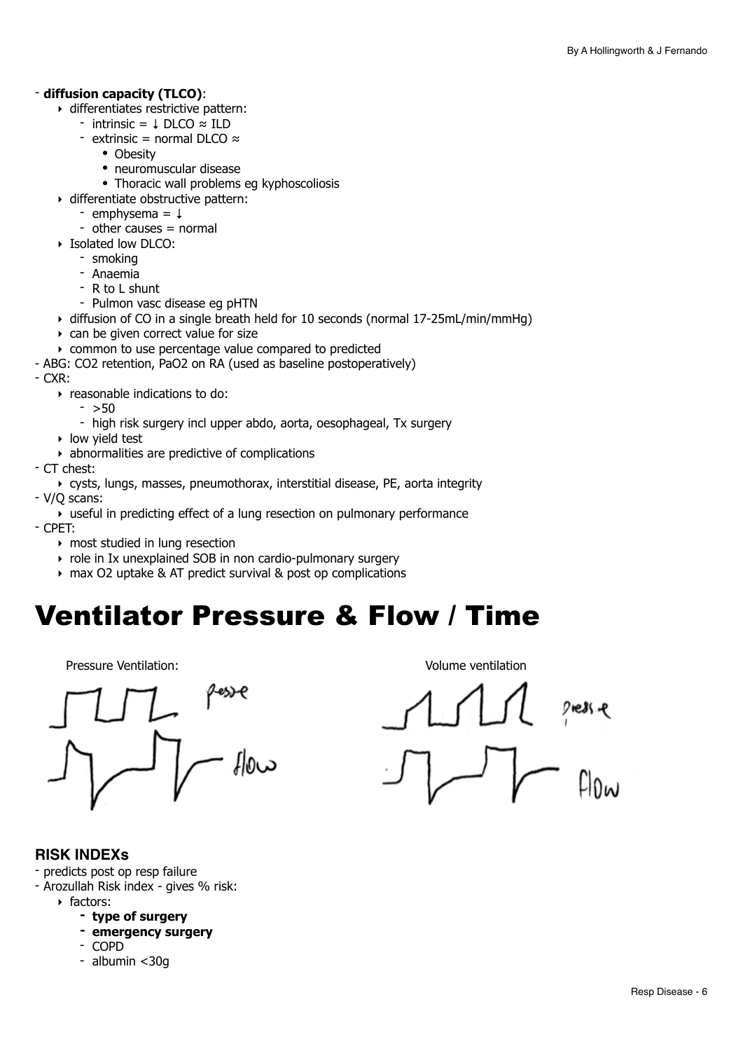- **diffusion capacity (TLCO)**:
    - differentiates restrictive pattern:
        - intrinsic = ↓ DLCO ≈ ILD
        - extrinsic = normal DLCO ≈
            - Obesity
            - neuromuscular disease
            - Thoracic wall problems eg kyphoscoliosis
    - differentiate obstructive pattern:
        - emphysema = ↓
        - other causes = normal
    - Isolated low DLCO:
        - smoking
        - Anaemia
        - R to L shunt
        - Pulmon vasc disease eg pHTN
    - diffusion of CO in a single breath held for 10 seconds (normal 17-25mL/min/mmHg)
    - can be given correct value for size
    - common to use percentage value compared to predicted
- ABG: $CO_2$ retention, $PaO_2$ on RA (used as baseline postoperatively)
- CXR:
    - reasonable indications to do:
        - >50
        - high risk surgery incl upper abdo, aorta, oesophageal, Tx surgery
    - low yield test
    - abnormalities are predictive of complications
- CT chest:
    - cysts, lungs, masses, pneumothorax, interstitial disease, PE, aorta integrity
- V/Q scans:
    - useful in predicting effect of a lung resection on pulmonary performance
- CPET:
    - most studied in lung resection
    - role in Ix unexplained SOB in non cardio-pulmonary surgery
    - max $O_2$ uptake & AT predict survival & post op complications

# Ventilator Pressure & Flow / Time

Pressure Ventilation:

pressure

flow

Volume ventilation

pressure

flow

### RISK INDEXs

- predicts post op resp failure
- Arozullah Risk index - gives % risk:
    - factors:
        - **type of surgery**
        - **emergency surgery**
        - COPD
        - albumin <30g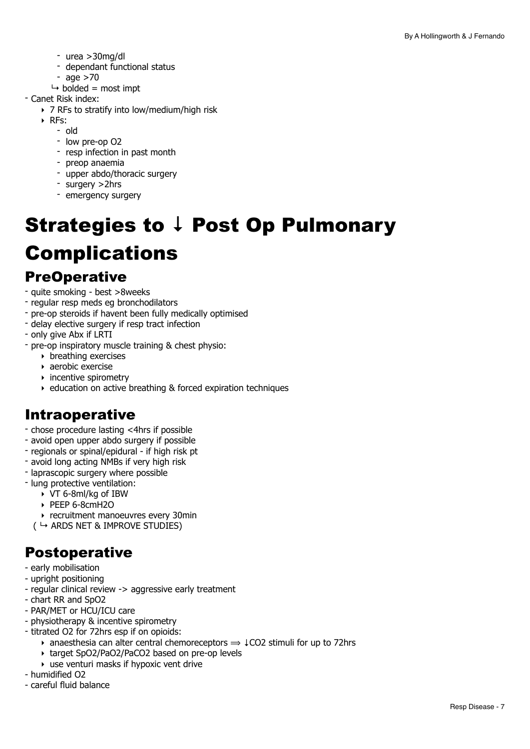- urea >30mg/dl
    - dependant functional status
    - age >70
    - ↳ bolded = most impt
- Canet Risk index:
    - 7 RFs to stratify into low/medium/high risk
    - RFs:
        - old
        - low pre-op O2
        - resp infection in past month
        - preop anaemia
        - upper abdo/thoracic surgery
        - surgery >2hrs
        - emergency surgery

# Strategies to ↓ Post Op Pulmonary Complications

## PreOperative

- quite smoking - best >8weeks
- regular resp meds eg bronchodilators
- pre-op steroids if havent been fully medically optimised
- delay elective surgery if resp tract infection
- only give Abx if LRTI
- pre-op inspiratory muscle training & chest physio:
    - breathing exercises
    - aerobic exercise
    - incentive spirometry
    - education on active breathing & forced expiration techniques

## Intraoperative

- chose procedure lasting <4hrs if possible
- avoid open upper abdo surgery if possible
- regionals or spinal/epidural - if high risk pt
- avoid long acting NMBs if very high risk
- laprascopic surgery where possible
- lung protective ventilation:
    - VT 6-8ml/kg of IBW
    - PEEP 6-8cmH2O
    - recruitment manoeuvres every 30min
- ( ↳ ARDS NET & IMPROVE STUDIES)

## Postoperative

- early mobilisation
- upright positioning
- regular clinical review -> aggressive early treatment
- chart RR and SpO2
- PAR/MET or HCU/ICU care
- physiotherapy & incentive spirometry
- titrated O2 for 72hrs esp if on opioids:
    - anaesthesia can alter central chemoreceptors ⟹ ↓CO2 stimuli for up to 72hrs
    - target SpO2/PaO2/PaCO2 based on pre-op levels
    - use venturi masks if hypoxic vent drive
- humidified O2
- careful fluid balance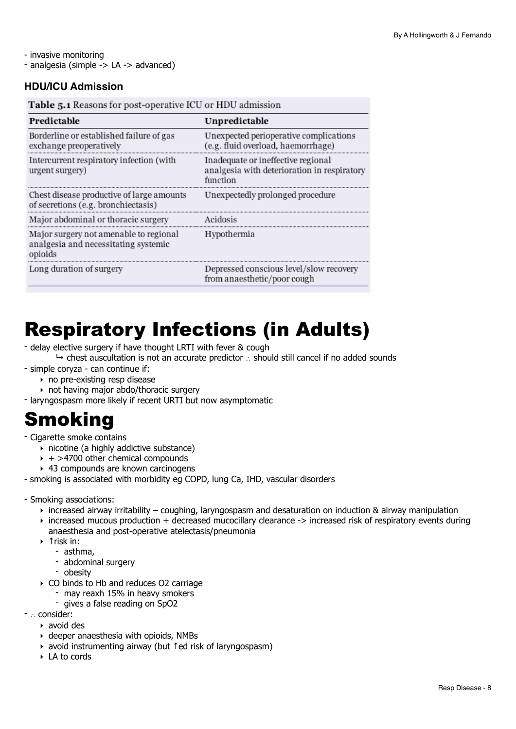- invasive monitoring
- analgesia (simple -> LA -> advanced)

### HDU/ICU Admission

**Table 5.1** Reasons for post-operative ICU or HDU admission

| Predictable | Unpredictable |
|---|---|
| Borderline or established failure of gas exchange preoperatively | Unexpected perioperative complications (e.g. fluid overload, haemorrhage) |
| Intercurrent respiratory infection (with urgent surgery) | Inadequate or ineffective regional analgesia with deterioration in respiratory function |
| Chest disease productive of large amounts of secretions (e.g. bronchiectasis) | Unexpectedly prolonged procedure |
| Major abdominal or thoracic surgery | Acidosis |
| Major surgery not amenable to regional analgesia and necessitating systemic opioids | Hypothermia |
| Long duration of surgery | Depressed conscious level/slow recovery from anaesthetic/poor cough |

# Respiratory Infections (in Adults)

- delay elective surgery if have thought LRTI with fever & cough
  - ↳ chest auscultation is not an accurate predictor ∴ should still cancel if no added sounds
- simple coryza - can continue if:
  - no pre-existing resp disease
  - not having major abdo/thoracic surgery
- laryngospasm more likely if recent URTI but now asymptomatic

# Smoking

- Cigarette smoke contains
  - nicotine (a highly addictive substance)
  - + >4700 other chemical compounds
  - 43 compounds are known carcinogens
- smoking is associated with morbidity eg COPD, lung Ca, IHD, vascular disorders

- Smoking associations:
  - increased airway irritability – coughing, laryngospasm and desaturation on induction & airway manipulation
  - increased mucous production + decreased mucocillary clearance -> increased risk of respiratory events during anaesthesia and post-operative atelectasis/pneumonia
  - ↑risk in:
    - asthma,
    - abdominal surgery
    - obesity
  - CO binds to Hb and reduces O2 carriage
    - may reaxh 15% in heavy smokers
    - gives a false reading on SpO2
- ∴ consider:
  - avoid des
  - deeper anaesthesia with opioids, NMBs
  - avoid instrumenting airway (but ↑ed risk of laryngospasm)
  - LA to cords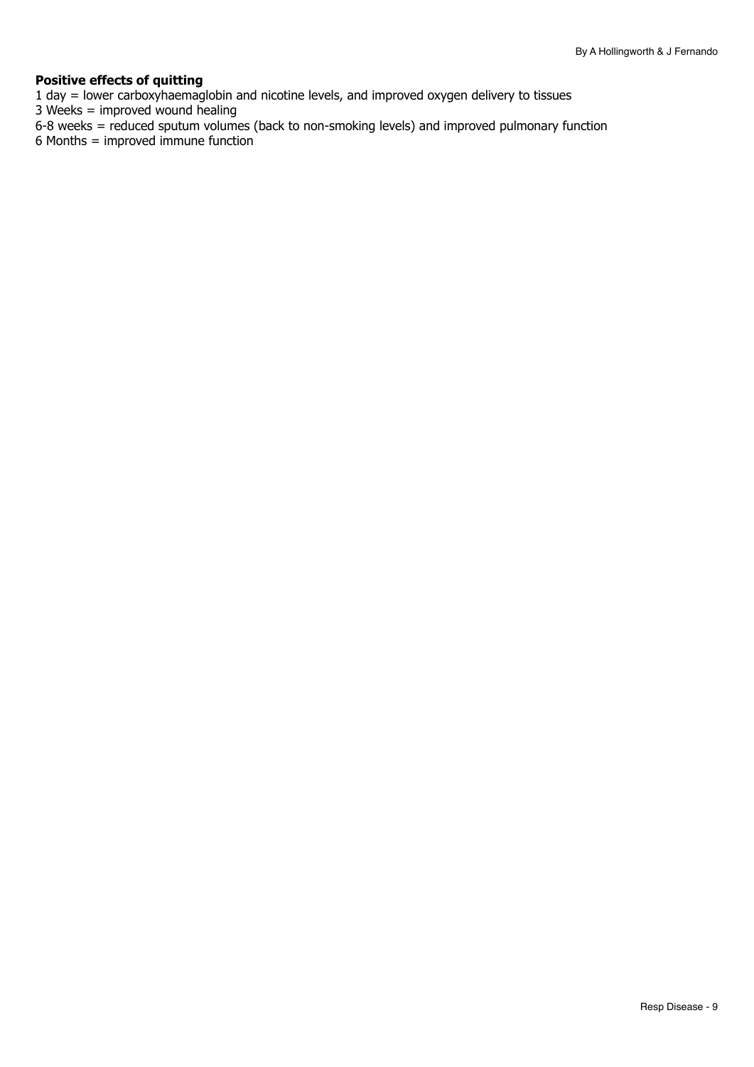**Positive effects of quitting**

1 day = lower carboxyhaemaglobin and nicotine levels, and improved oxygen delivery to tissues
3 Weeks = improved wound healing
6-8 weeks = reduced sputum volumes (back to non-smoking levels) and improved pulmonary function
6 Months = improved immune function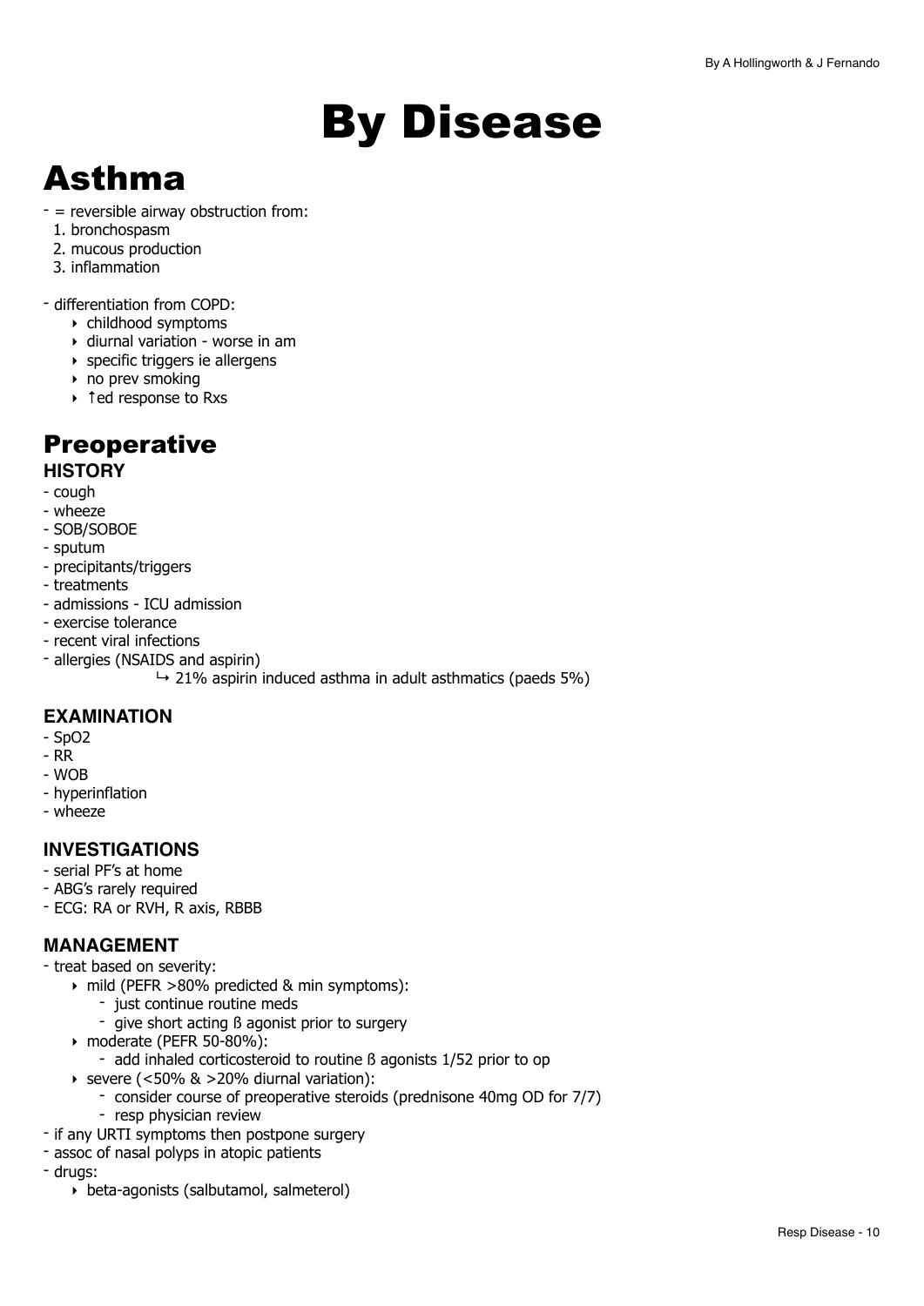// By Disease

# Asthma

- = reversible airway obstruction from:
  1. bronchospasm
  2. mucous production
  3. inflammation

- differentiation from COPD:
  - childhood symptoms
  - diurnal variation - worse in am
  - specific triggers ie allergens
  - no prev smoking
  - ↑ed response to Rxs

## Preoperative

### HISTORY

- cough
- wheeze
- SOB/SOBOE
- sputum
- precipitants/triggers
- treatments
- admissions - ICU admission
- exercise tolerance
- recent viral infections
- allergies (NSAIDS and aspirin)
  - ↳ 21% aspirin induced asthma in adult asthmatics (paeds 5%)

### EXAMINATION

- SpO2
- RR
- WOB
- hyperinflation
- wheeze

### INVESTIGATIONS

- serial PF's at home
- ABG's rarely required
- ECG: RA or RVH, R axis, RBBB

### MANAGEMENT

- treat based on severity:
  - mild (PEFR >80% predicted & min symptoms):
    - just continue routine meds
    - give short acting ß agonist prior to surgery
  - moderate (PEFR 50-80%):
    - add inhaled corticosteroid to routine ß agonists 1/52 prior to op
  - severe (<50% & >20% diurnal variation):
    - consider course of preoperative steroids (prednisone 40mg OD for 7/7)
    - resp physician review
- if any URTI symptoms then postpone surgery
- assoc of nasal polyps in atopic patients
- drugs:
  - beta-agonists (salbutamol, salmeterol)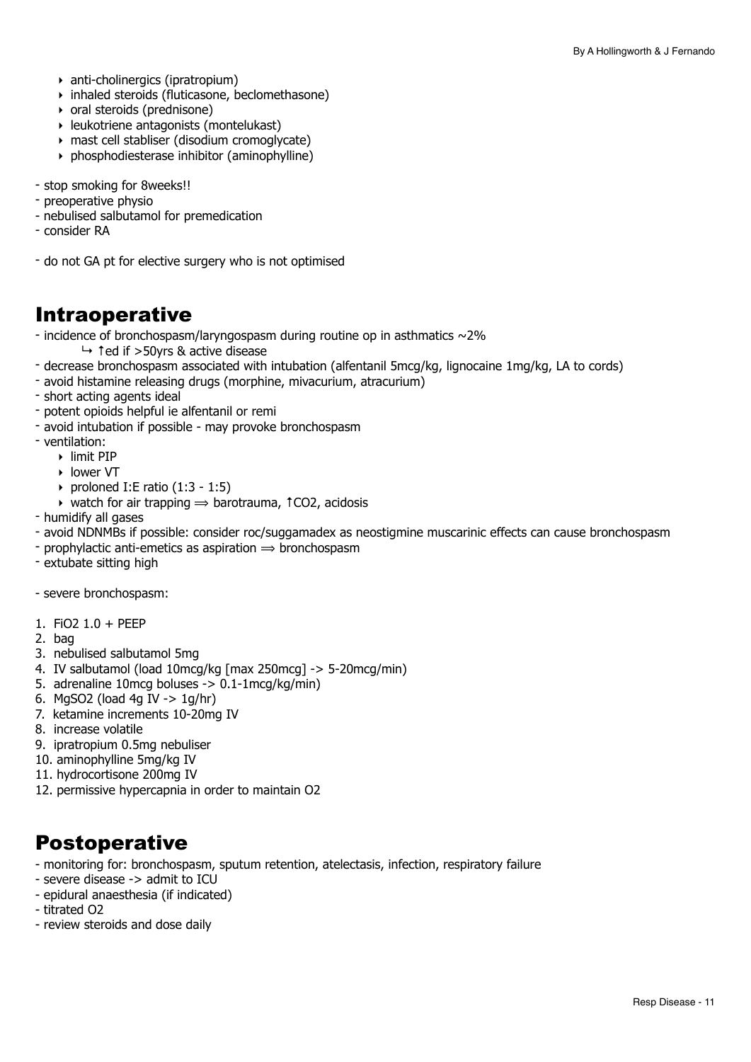- anti-cholinergics (ipratropium)
- inhaled steroids (fluticasone, beclomethasone)
- oral steroids (prednisone)
- leukotriene antagonists (montelukast)
- mast cell stabliser (disodium cromoglycate)
- phosphodiesterase inhibitor (aminophylline)

- stop smoking for 8weeks!!
- preoperative physio
- nebulised salbutamol for premedication
- consider RA

- do not GA pt for elective surgery who is not optimised

## Intraoperative

- incidence of bronchospasm/laryngospasm during routine op in asthmatics ~2%
  - ↳ ↑ed if >50yrs & active disease
- decrease bronchospasm associated with intubation (alfentanil 5mcg/kg, lignocaine 1mg/kg, LA to cords)
- avoid histamine releasing drugs (morphine, mivacurium, atracurium)
- short acting agents ideal
- potent opioids helpful ie alfentanil or remi
- avoid intubation if possible - may provoke bronchospasm
- ventilation:
  - limit PIP
  - lower VT
  - proloned I:E ratio (1:3 - 1:5)
  - watch for air trapping ⟹ barotrauma, ↑$CO_2$, acidosis
- humidify all gases
- avoid NDNMBs if possible: consider roc/suggamadex as neostigmine muscarinic effects can cause bronchospasm
- prophylactic anti-emetics as aspiration ⟹ bronchospasm
- extubate sitting high

- severe bronchospasm:

1. $FiO_2$ 1.0 + PEEP
2. bag
3. nebulised salbutamol 5mg
4. IV salbutamol (load 10mcg/kg [max 250mcg] -> 5-20mcg/min)
5. adrenaline 10mcg boluses -> 0.1-1mcg/kg/min)
6. $MgSO_2$ (load 4g IV -> 1g/hr)
7. ketamine increments 10-20mg IV
8. increase volatile
9. ipratropium 0.5mg nebuliser
10. aminophylline 5mg/kg IV
11. hydrocortisone 200mg IV
12. permissive hypercapnia in order to maintain $O_2$

## Postoperative

- monitoring for: bronchospasm, sputum retention, atelectasis, infection, respiratory failure
- severe disease -> admit to ICU
- epidural anaesthesia (if indicated)
- titrated $O_2$
- review steroids and dose daily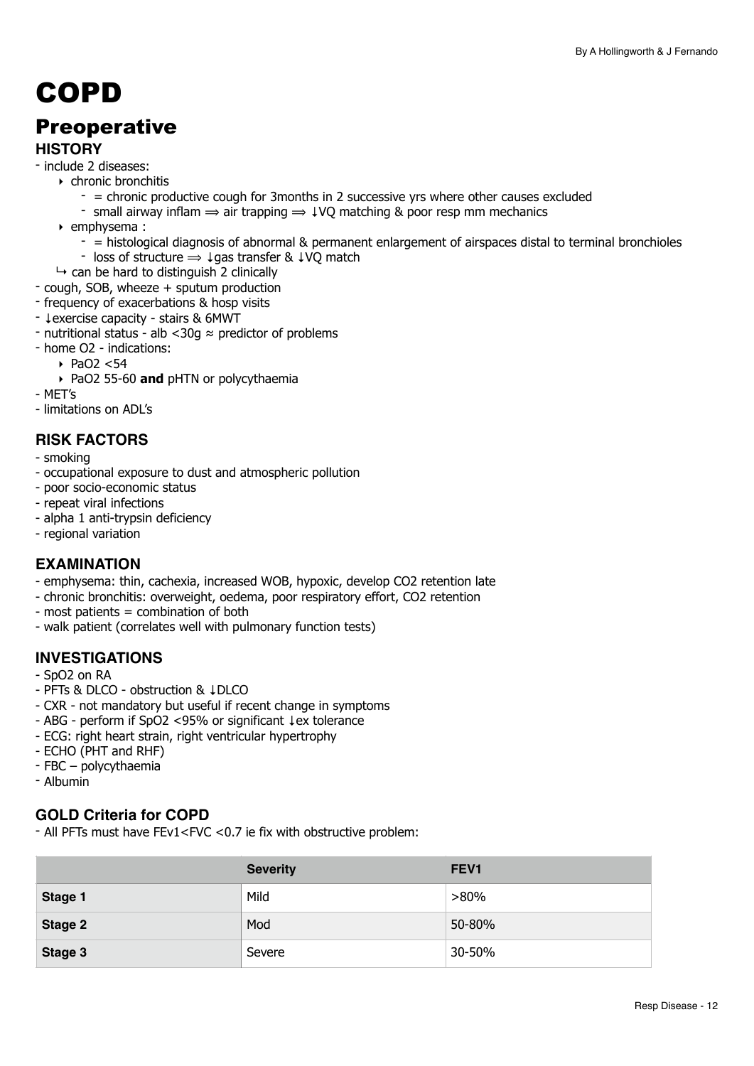# COPD

## Preoperative

### HISTORY

- include 2 diseases:
  - chronic bronchitis
    - = chronic productive cough for 3months in 2 successive yrs where other causes excluded
    - small airway inflam ⟹ air trapping ⟹ ↓VQ matching & poor resp mm mechanics
  - emphysema :
    - = histological diagnosis of abnormal & permanent enlargement of airspaces distal to terminal bronchioles
    - loss of structure ⟹ ↓gas transfer & ↓VQ match
  
  ↪ can be hard to distinguish 2 clinically
- cough, SOB, wheeze + sputum production
- frequency of exacerbations & hosp visits
- ↓exercise capacity - stairs & 6MWT
- nutritional status - alb <30g ≈ predictor of problems
- home O2 - indications:
  - PaO2 <54
  - PaO2 55-60 **and** pHTN or polycythaemia
- MET's
- limitations on ADL's

### RISK FACTORS

- smoking
- occupational exposure to dust and atmospheric pollution
- poor socio-economic status
- repeat viral infections
- alpha 1 anti-trypsin deficiency
- regional variation

### EXAMINATION

- emphysema: thin, cachexia, increased WOB, hypoxic, develop CO2 retention late
- chronic bronchitis: overweight, oedema, poor respiratory effort, CO2 retention
- most patients = combination of both
- walk patient (correlates well with pulmonary function tests)

### INVESTIGATIONS

- SpO2 on RA
- PFTs & DLCO - obstruction & ↓DLCO
- CXR - not mandatory but useful if recent change in symptoms
- ABG - perform if SpO2 <95% or significant ↓ex tolerance
- ECG: right heart strain, right ventricular hypertrophy
- ECHO (PHT and RHF)
- FBC – polycythaemia
- Albumin

### GOLD Criteria for COPD

- All PFTs must have FEv1<FVC <0.7 ie fix with obstructive problem:

| | Severity | FEV1 |
|---|---|---|
| **Stage 1** | Mild | >80% |
| **Stage 2** | Mod | 50-80% |
| **Stage 3** | Severe | 30-50% |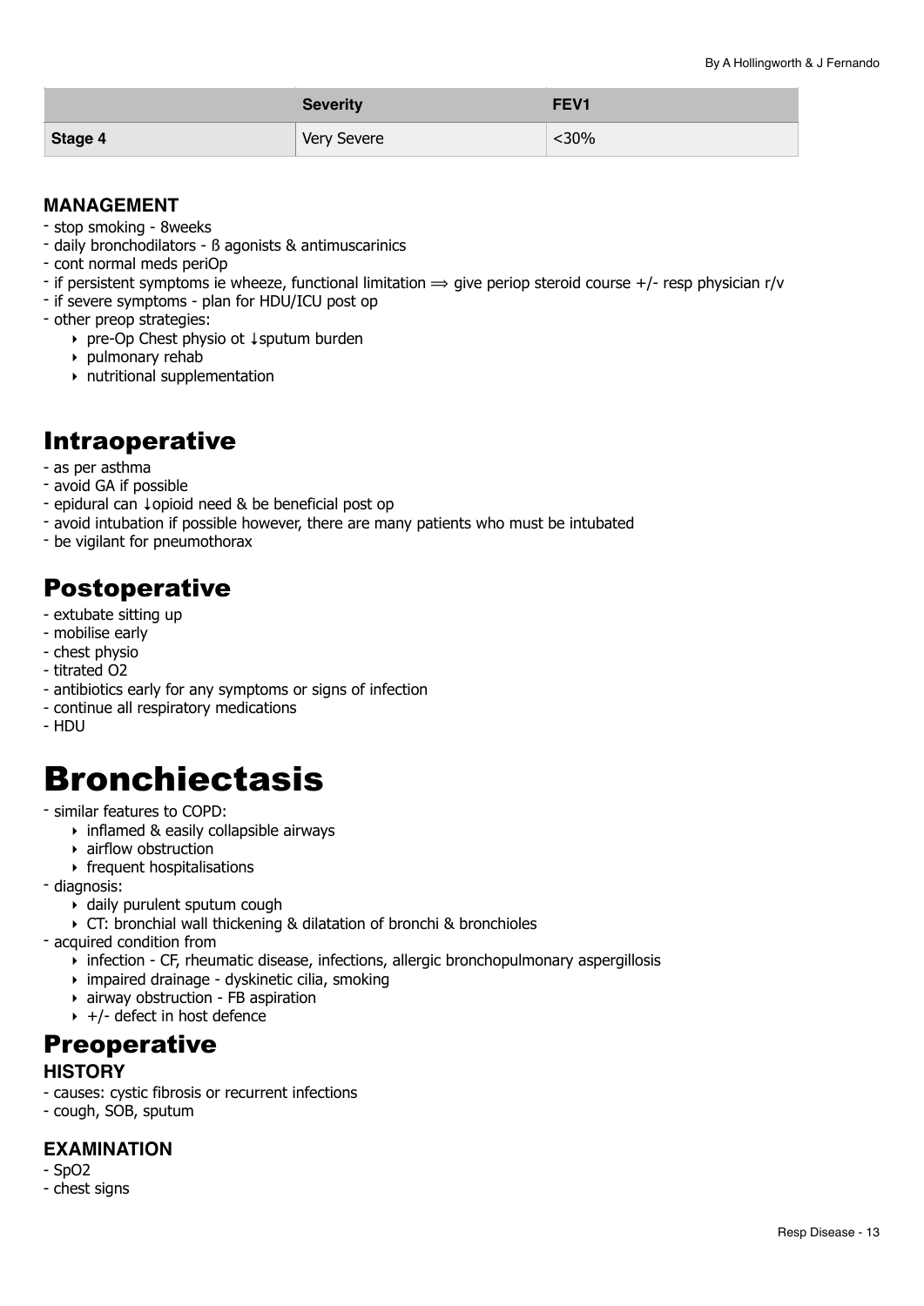| | Severity | FEV1 |
|---|---|---|
| **Stage 4** | Very Severe | <30% |

### MANAGEMENT

- stop smoking - 8weeks
- daily bronchodilators - ß agonists & antimuscarinics
- cont normal meds periOp
- if persistent symptoms ie wheeze, functional limitation ⟹ give periop steroid course +/- resp physician r/v
- if severe symptoms - plan for HDU/ICU post op
- other preop strategies:
    - pre-Op Chest physio ot ↓sputum burden
    - pulmonary rehab
    - nutritional supplementation

## Intraoperative

- as per asthma
- avoid GA if possible
- epidural can ↓opioid need & be beneficial post op
- avoid intubation if possible however, there are many patients who must be intubated
- be vigilant for pneumothorax

## Postoperative

- extubate sitting up
- mobilise early
- chest physio
- titrated O2
- antibiotics early for any symptoms or signs of infection
- continue all respiratory medications
- HDU

# Bronchiectasis

- similar features to COPD:
    - inflamed & easily collapsible airways
    - airflow obstruction
    - frequent hospitalisations
- diagnosis:
    - daily purulent sputum cough
    - CT: bronchial wall thickening & dilatation of bronchi & bronchioles
- acquired condition from
    - infection - CF, rheumatic disease, infections, allergic bronchopulmonary aspergillosis
    - impaired drainage - dyskinetic cilia, smoking
    - airway obstruction - FB aspiration
    - +/- defect in host defence

## Preoperative

### HISTORY

- causes: cystic fibrosis or recurrent infections
- cough, SOB, sputum

### EXAMINATION

- SpO2
- chest signs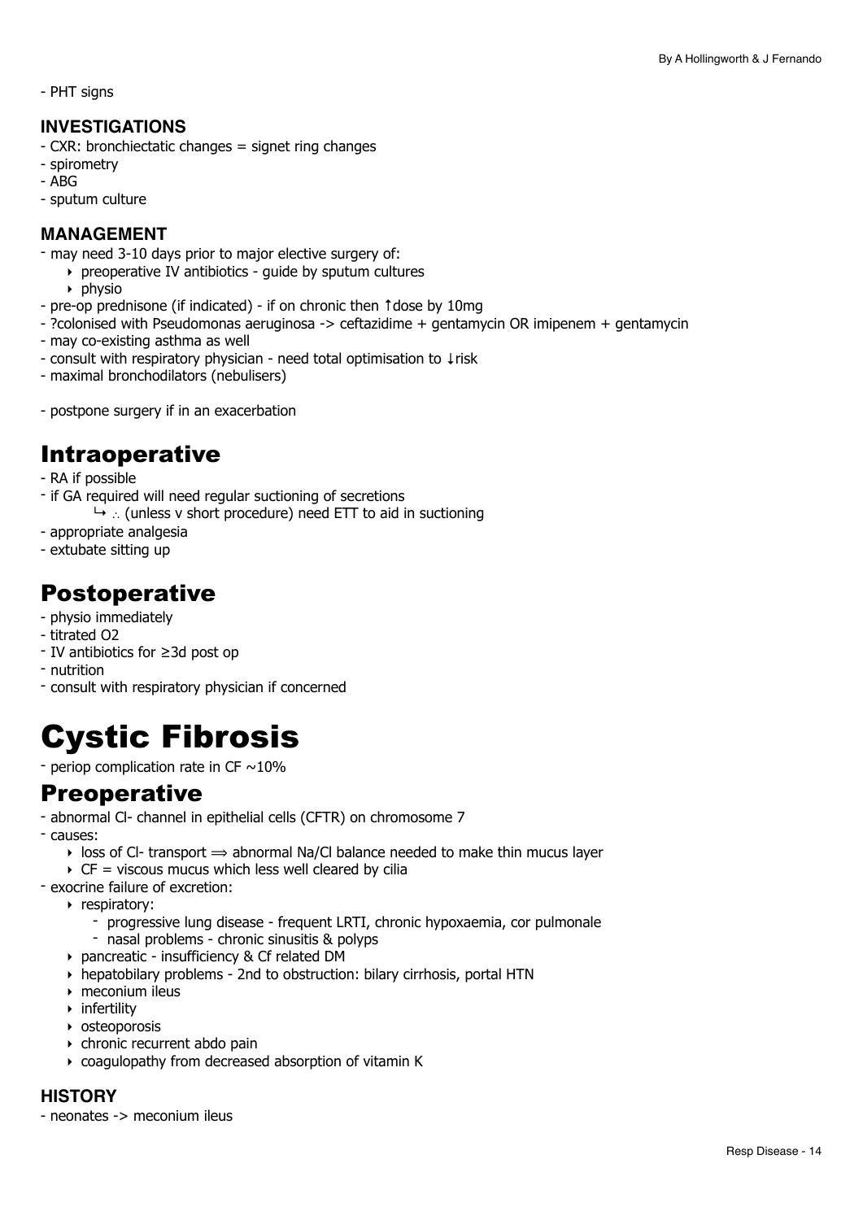- PHT signs

### INVESTIGATIONS

- CXR: bronchiectatic changes = signet ring changes
- spirometry
- ABG
- sputum culture

### MANAGEMENT

- may need 3-10 days prior to major elective surgery of:
    - preoperative IV antibiotics - guide by sputum cultures
    - physio
- pre-op prednisone (if indicated) - if on chronic then ↑dose by 10mg
- ?colonised with Pseudomonas aeruginosa -> ceftazidime + gentamycin OR imipenem + gentamycin
- may co-existing asthma as well
- consult with respiratory physician - need total optimisation to ↓risk
- maximal bronchodilators (nebulisers)

- postpone surgery if in an exacerbation

## Intraoperative

- RA if possible
- if GA required will need regular suctioning of secretions
    ↳ ∴ (unless v short procedure) need ETT to aid in suctioning
- appropriate analgesia
- extubate sitting up

## Postoperative

- physio immediately
- titrated O2
- IV antibiotics for ≥3d post op
- nutrition
- consult with respiratory physician if concerned

# Cystic Fibrosis

- periop complication rate in CF ~10%

## Preoperative

- abnormal Cl- channel in epithelial cells (CFTR) on chromosome 7
- causes:
    - loss of Cl- transport ⟹ abnormal Na/Cl balance needed to make thin mucus layer
    - CF = viscous mucus which less well cleared by cilia
- exocrine failure of excretion:
    - respiratory:
        - progressive lung disease - frequent LRTI, chronic hypoxaemia, cor pulmonale
        - nasal problems - chronic sinusitis & polyps
    - pancreatic - insufficiency & Cf related DM
    - hepatobilary problems - 2nd to obstruction: bilary cirrhosis, portal HTN
    - meconium ileus
    - infertility
    - osteoporosis
    - chronic recurrent abdo pain
    - coagulopathy from decreased absorption of vitamin K

### HISTORY

- neonates -> meconium ileus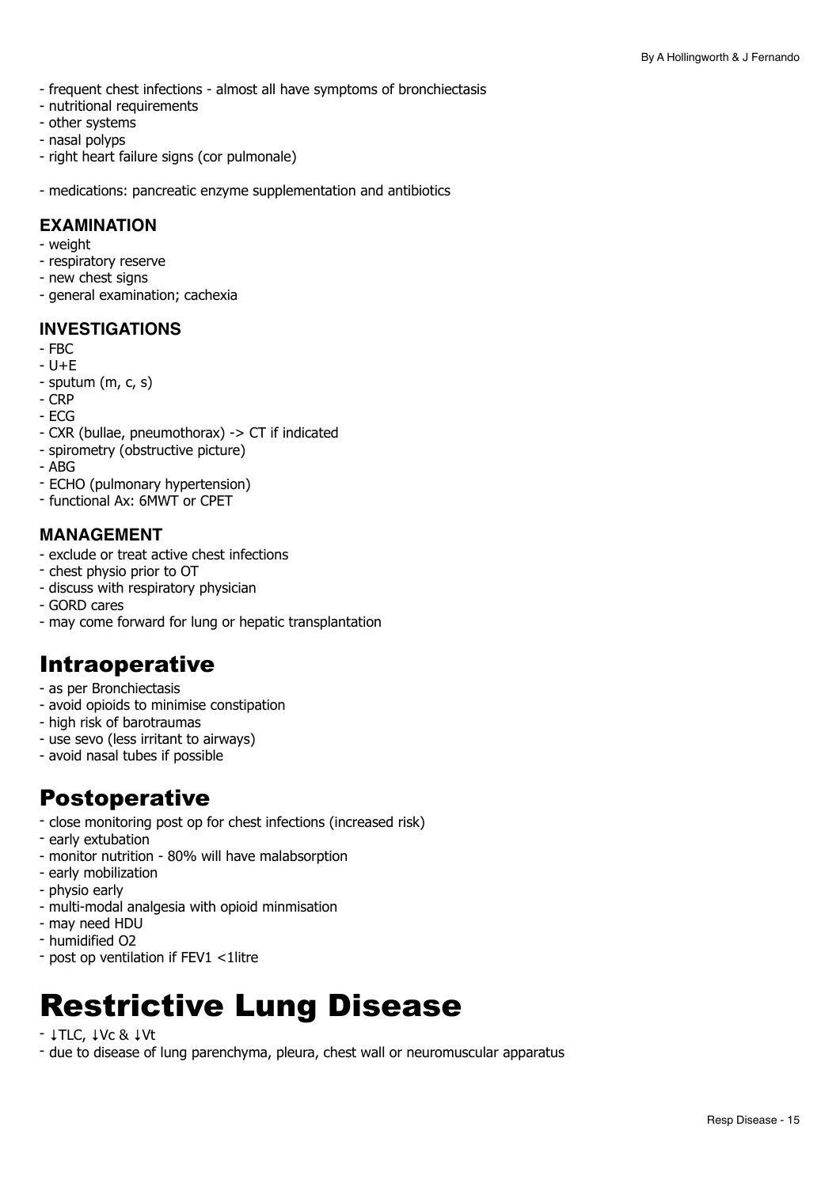- frequent chest infections - almost all have symptoms of bronchiectasis
- nutritional requirements
- other systems
- nasal polyps
- right heart failure signs (cor pulmonale)

- medications: pancreatic enzyme supplementation and antibiotics

### EXAMINATION

- weight
- respiratory reserve
- new chest signs
- general examination; cachexia

### INVESTIGATIONS

- FBC
- U+E
- sputum (m, c, s)
- CRP
- ECG
- CXR (bullae, pneumothorax) -> CT if indicated
- spirometry (obstructive picture)
- ABG
- ECHO (pulmonary hypertension)
- functional Ax: 6MWT or CPET

### MANAGEMENT

- exclude or treat active chest infections
- chest physio prior to OT
- discuss with respiratory physician
- GORD cares
- may come forward for lung or hepatic transplantation

## Intraoperative

- as per Bronchiectasis
- avoid opioids to minimise constipation
- high risk of barotraumas
- use sevo (less irritant to airways)
- avoid nasal tubes if possible

## Postoperative

- close monitoring post op for chest infections (increased risk)
- early extubation
- monitor nutrition - 80% will have malabsorption
- early mobilization
- physio early
- multi-modal analgesia with opioid minmisation
- may need HDU
- humidified O2
- post op ventilation if FEV1 <1litre

# Restrictive Lung Disease

- ↓TLC, ↓Vc & ↓Vt
- due to disease of lung parenchyma, pleura, chest wall or neuromuscular apparatus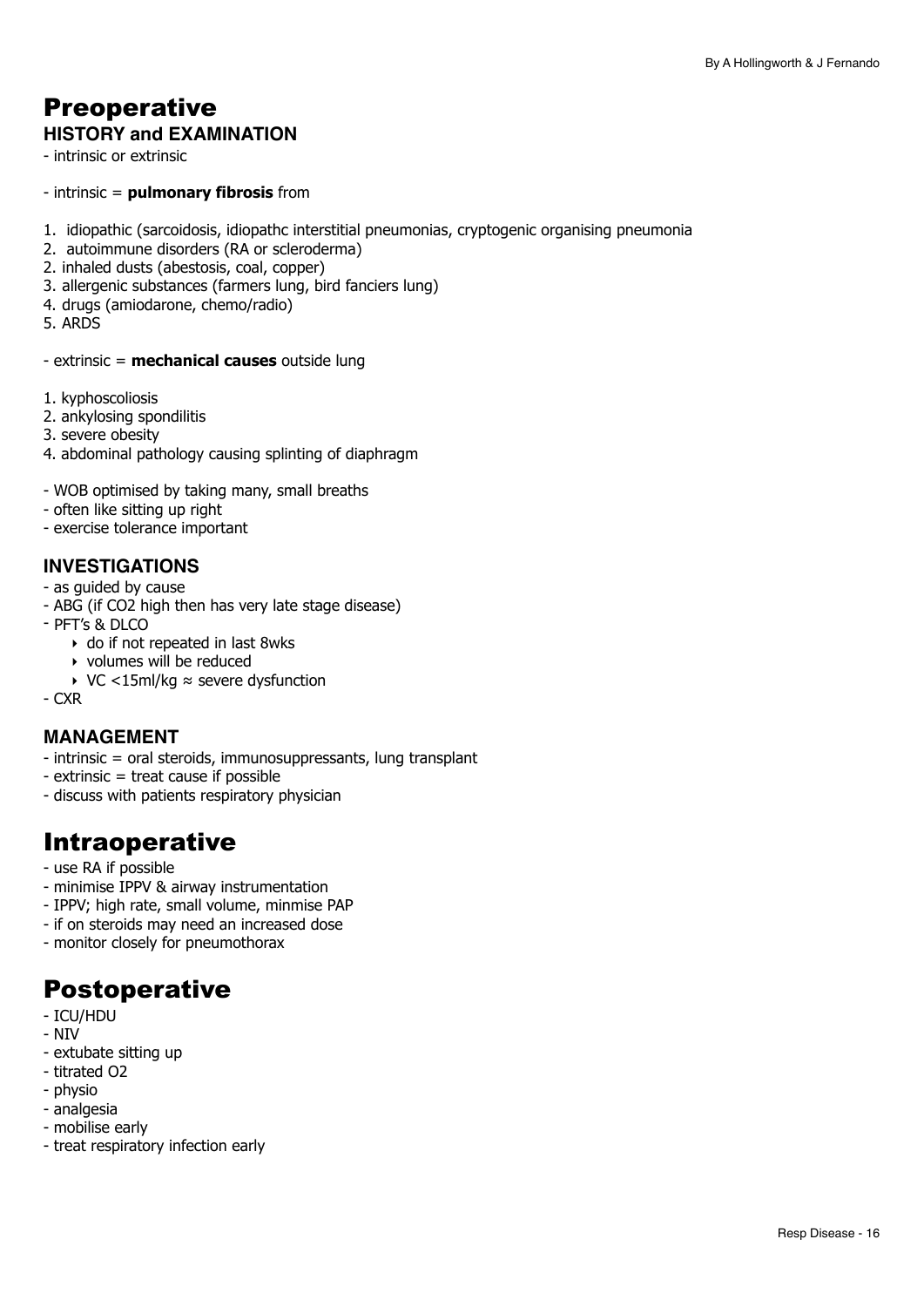# Preoperative

### HISTORY and EXAMINATION

- intrinsic or extrinsic

- intrinsic = **pulmonary fibrosis** from

1. idiopathic (sarcoidosis, idiopathc interstitial pneumonias, cryptogenic organising pneumonia
2. autoimmune disorders (RA or scleroderma)
2. inhaled dusts (abestosis, coal, copper)
3. allergenic substances (farmers lung, bird fanciers lung)
4. drugs (amiodarone, chemo/radio)
5. ARDS

- extrinsic = **mechanical causes** outside lung

1. kyphoscoliosis
2. ankylosing spondilitis
3. severe obesity
4. abdominal pathology causing splinting of diaphragm

- WOB optimised by taking many, small breaths
- often like sitting up right
- exercise tolerance important

### INVESTIGATIONS

- as guided by cause
- ABG (if $CO_2$ high then has very late stage disease)
- PFT's & DLCO
    - do if not repeated in last 8wks
    - volumes will be reduced
    - VC <15ml/kg ≈ severe dysfunction
- CXR

### MANAGEMENT

- intrinsic = oral steroids, immunosuppressants, lung transplant
- extrinsic = treat cause if possible
- discuss with patients respiratory physician

# Intraoperative

- use RA if possible
- minimise IPPV & airway instrumentation
- IPPV; high rate, small volume, minmise PAP
- if on steroids may need an increased dose
- monitor closely for pneumothorax

# Postoperative

- ICU/HDU
- NIV
- extubate sitting up
- titrated $O_2$
- physio
- analgesia
- mobilise early
- treat respiratory infection early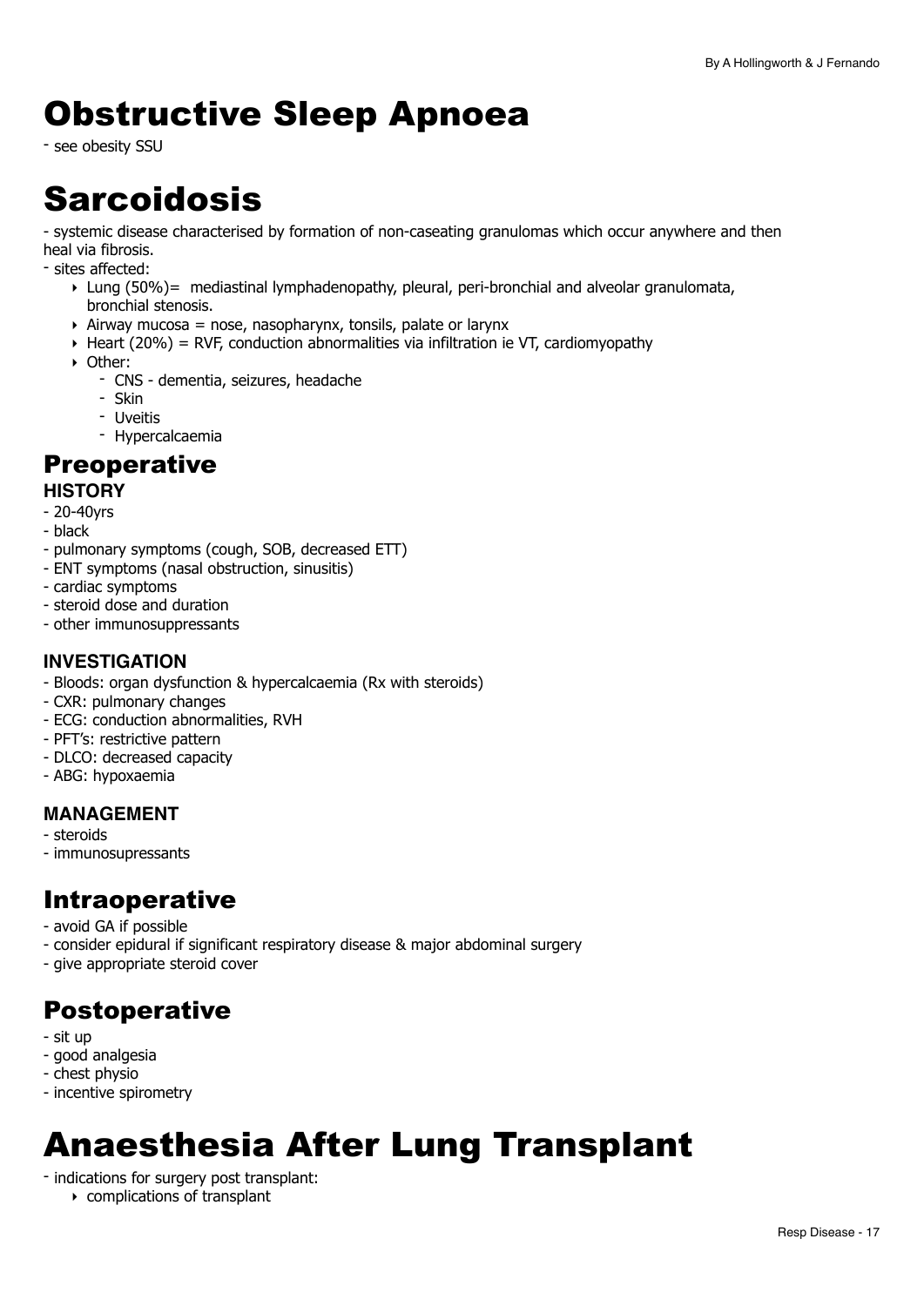# Obstructive Sleep Apnoea

- see obesity SSU

# Sarcoidosis

- systemic disease characterised by formation of non-caseating granulomas which occur anywhere and then heal via fibrosis.
- sites affected:
    - Lung (50%)= mediastinal lymphadenopathy, pleural, peri-bronchial and alveolar granulomata, bronchial stenosis.
    - Airway mucosa = nose, nasopharynx, tonsils, palate or larynx
    - Heart (20%) = RVF, conduction abnormalities via infiltration ie VT, cardiomyopathy
    - Other:
        - CNS - dementia, seizures, headache
        - Skin
        - Uveitis
        - Hypercalcaemia

## Preoperative

### HISTORY

- 20-40yrs
- black
- pulmonary symptoms (cough, SOB, decreased ETT)
- ENT symptoms (nasal obstruction, sinusitis)
- cardiac symptoms
- steroid dose and duration
- other immunosuppressants

### INVESTIGATION

- Bloods: organ dysfunction & hypercalcaemia (Rx with steroids)
- CXR: pulmonary changes
- ECG: conduction abnormalities, RVH
- PFT's: restrictive pattern
- DLCO: decreased capacity
- ABG: hypoxaemia

### MANAGEMENT

- steroids
- immunosupressants

## Intraoperative

- avoid GA if possible
- consider epidural if significant respiratory disease & major abdominal surgery
- give appropriate steroid cover

## Postoperative

- sit up
- good analgesia
- chest physio
- incentive spirometry

# Anaesthesia After Lung Transplant

- indications for surgery post transplant:
    - complications of transplant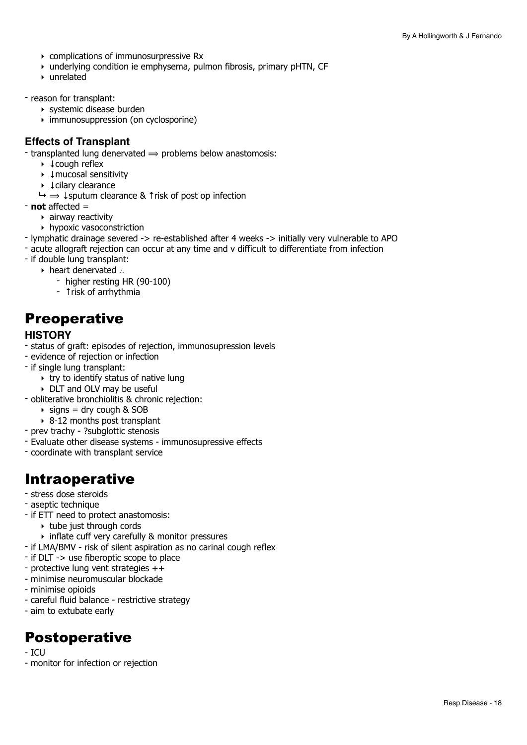- complications of immunosurpressive Rx
- underlying condition ie emphysema, pulmon fibrosis, primary pHTN, CF
- unrelated

- reason for transplant:
  - systemic disease burden
  - immunosuppression (on cyclosporine)

### Effects of Transplant

- transplanted lung denervated ⟹ problems below anastomosis:
  - ↓cough reflex
  - ↓mucosal sensitivity
  - ↓cilary clearance
  - ↳ ⟹ ↓sputum clearance & ↑risk of post op infection
- **not** affected =
  - airway reactivity
  - hypoxic vasoconstriction
- lymphatic drainage severed -> re-established after 4 weeks -> initially very vulnerable to APO
- acute allograft rejection can occur at any time and v difficult to differentiate from infection
- if double lung transplant:
  - heart denervated ∴
    - higher resting HR (90-100)
    - ↑risk of arrhythmia

## Preoperative

### HISTORY

- status of graft: episodes of rejection, immunosupression levels
- evidence of rejection or infection
- if single lung transplant:
  - try to identify status of native lung
  - DLT and OLV may be useful
- obliterative bronchiolitis & chronic rejection:
  - signs = dry cough & SOB
  - 8-12 months post transplant
- prev trachy - ?subglottic stenosis
- Evaluate other disease systems - immunosupressive effects
- coordinate with transplant service

## Intraoperative

- stress dose steroids
- aseptic technique
- if ETT need to protect anastomosis:
  - tube just through cords
  - inflate cuff very carefully & monitor pressures
- if LMA/BMV - risk of silent aspiration as no carinal cough reflex
- if DLT -> use fiberoptic scope to place
- protective lung vent strategies ++
- minimise neuromuscular blockade
- minimise opioids
- careful fluid balance - restrictive strategy
- aim to extubate early

## Postoperative

- ICU
- monitor for infection or rejection